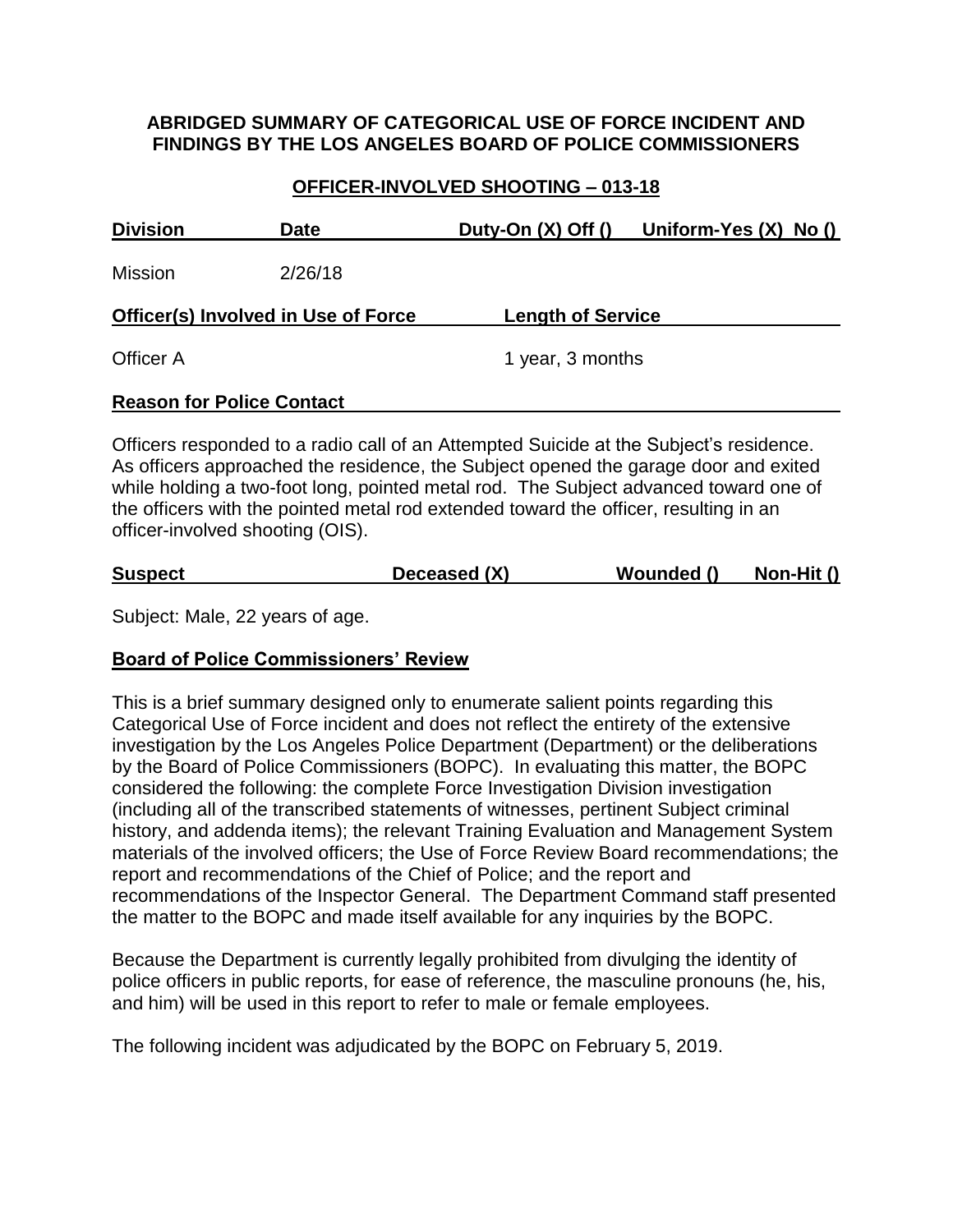**ABRIDGED SUMMARY OF CATEGORICAL USE OF FORCE INCIDENT AND FINDINGS BY THE LOS ANGELES BOARD OF POLICE COMMISSIONERS**

**OFFICER-INVOLVED SHOOTING – 013-18**

| Division | Date | Duty-On (X) Off () | Uniform-Yes (X) No () |
|---|---|---|---|
| Mission | 2/26/18 | | |

| Officer(s) Involved in Use of Force | Length of Service |
|---|---|
| Officer A | 1 year, 3 months |

**Reason for Police Contact**

Officers responded to a radio call of an Attempted Suicide at the Subject's residence. As officers approached the residence, the Subject opened the garage door and exited while holding a two-foot long, pointed metal rod. The Subject advanced toward one of the officers with the pointed metal rod extended toward the officer, resulting in an officer-involved shooting (OIS).

| Suspect | Deceased (X) | Wounded () | Non-Hit () |
|---|---|---|---|

Subject: Male, 22 years of age.

**Board of Police Commissioners' Review**

This is a brief summary designed only to enumerate salient points regarding this Categorical Use of Force incident and does not reflect the entirety of the extensive investigation by the Los Angeles Police Department (Department) or the deliberations by the Board of Police Commissioners (BOPC). In evaluating this matter, the BOPC considered the following: the complete Force Investigation Division investigation (including all of the transcribed statements of witnesses, pertinent Subject criminal history, and addenda items); the relevant Training Evaluation and Management System materials of the involved officers; the Use of Force Review Board recommendations; the report and recommendations of the Chief of Police; and the report and recommendations of the Inspector General. The Department Command staff presented the matter to the BOPC and made itself available for any inquiries by the BOPC.

Because the Department is currently legally prohibited from divulging the identity of police officers in public reports, for ease of reference, the masculine pronouns (he, his, and him) will be used in this report to refer to male or female employees.

The following incident was adjudicated by the BOPC on February 5, 2019.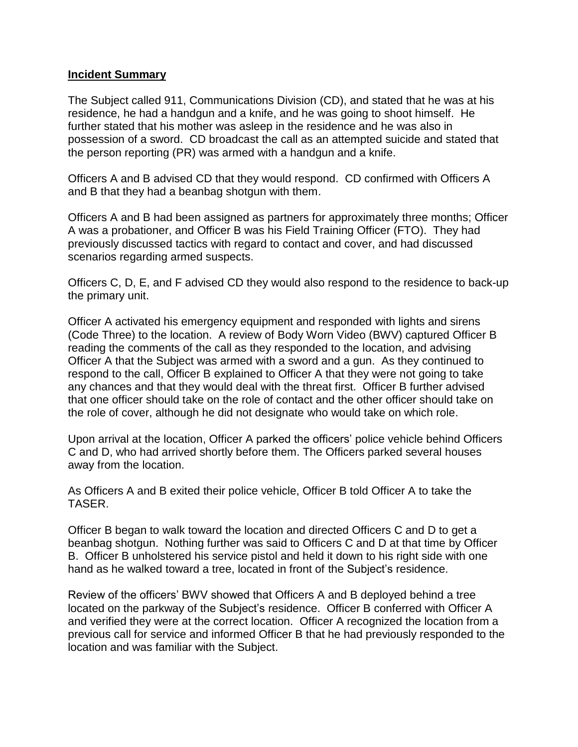**Incident Summary**

The Subject called 911, Communications Division (CD), and stated that he was at his residence, he had a handgun and a knife, and he was going to shoot himself. He further stated that his mother was asleep in the residence and he was also in possession of a sword. CD broadcast the call as an attempted suicide and stated that the person reporting (PR) was armed with a handgun and a knife.

Officers A and B advised CD that they would respond. CD confirmed with Officers A and B that they had a beanbag shotgun with them.

Officers A and B had been assigned as partners for approximately three months; Officer A was a probationer, and Officer B was his Field Training Officer (FTO). They had previously discussed tactics with regard to contact and cover, and had discussed scenarios regarding armed suspects.

Officers C, D, E, and F advised CD they would also respond to the residence to back-up the primary unit.

Officer A activated his emergency equipment and responded with lights and sirens (Code Three) to the location. A review of Body Worn Video (BWV) captured Officer B reading the comments of the call as they responded to the location, and advising Officer A that the Subject was armed with a sword and a gun. As they continued to respond to the call, Officer B explained to Officer A that they were not going to take any chances and that they would deal with the threat first. Officer B further advised that one officer should take on the role of contact and the other officer should take on the role of cover, although he did not designate who would take on which role.

Upon arrival at the location, Officer A parked the officers' police vehicle behind Officers C and D, who had arrived shortly before them. The Officers parked several houses away from the location.

As Officers A and B exited their police vehicle, Officer B told Officer A to take the TASER.

Officer B began to walk toward the location and directed Officers C and D to get a beanbag shotgun. Nothing further was said to Officers C and D at that time by Officer B. Officer B unholstered his service pistol and held it down to his right side with one hand as he walked toward a tree, located in front of the Subject's residence.

Review of the officers' BWV showed that Officers A and B deployed behind a tree located on the parkway of the Subject's residence. Officer B conferred with Officer A and verified they were at the correct location. Officer A recognized the location from a previous call for service and informed Officer B that he had previously responded to the location and was familiar with the Subject.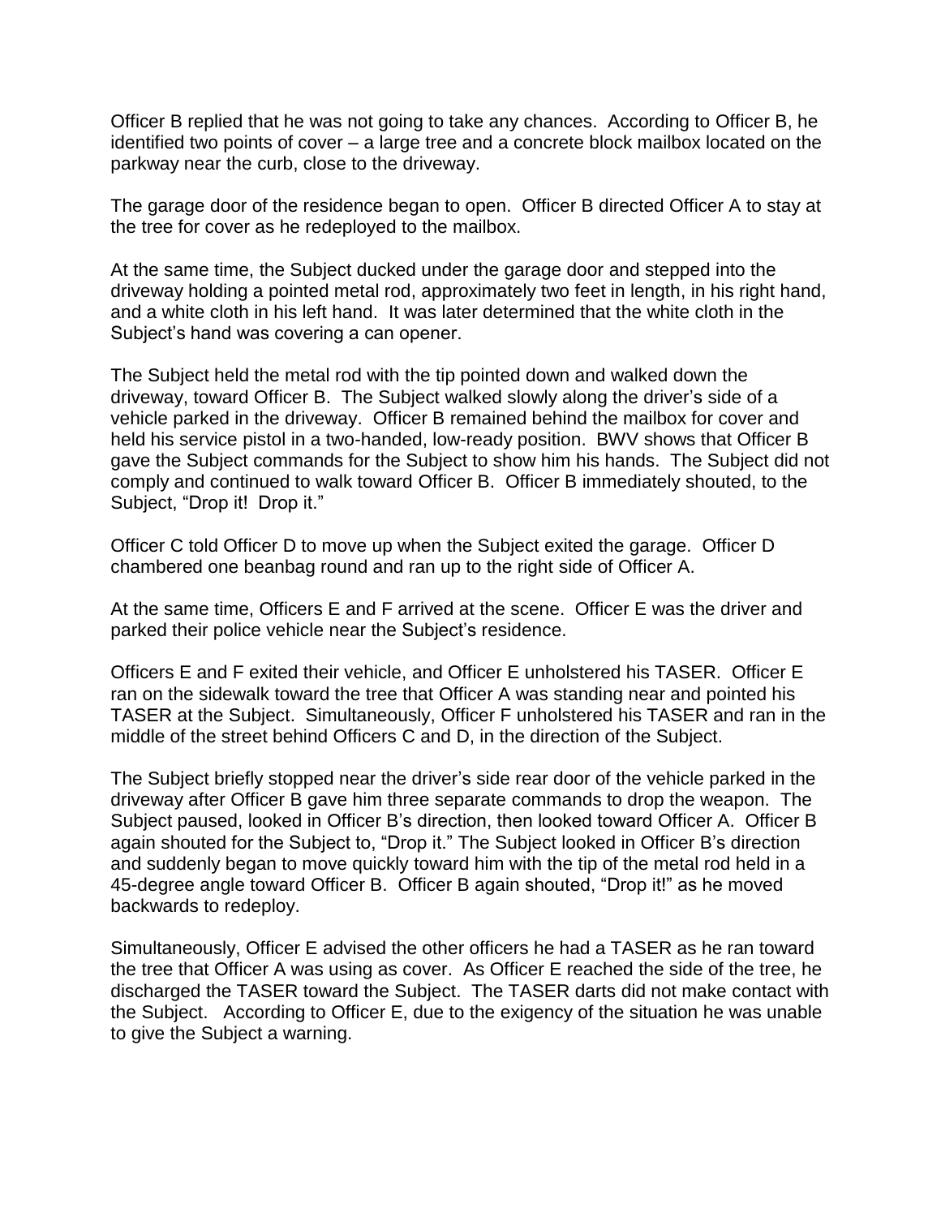Officer B replied that he was not going to take any chances. According to Officer B, he identified two points of cover – a large tree and a concrete block mailbox located on the parkway near the curb, close to the driveway.

The garage door of the residence began to open. Officer B directed Officer A to stay at the tree for cover as he redeployed to the mailbox.

At the same time, the Subject ducked under the garage door and stepped into the driveway holding a pointed metal rod, approximately two feet in length, in his right hand, and a white cloth in his left hand. It was later determined that the white cloth in the Subject's hand was covering a can opener.

The Subject held the metal rod with the tip pointed down and walked down the driveway, toward Officer B. The Subject walked slowly along the driver's side of a vehicle parked in the driveway. Officer B remained behind the mailbox for cover and held his service pistol in a two-handed, low-ready position. BWV shows that Officer B gave the Subject commands for the Subject to show him his hands. The Subject did not comply and continued to walk toward Officer B. Officer B immediately shouted, to the Subject, "Drop it! Drop it."

Officer C told Officer D to move up when the Subject exited the garage. Officer D chambered one beanbag round and ran up to the right side of Officer A.

At the same time, Officers E and F arrived at the scene. Officer E was the driver and parked their police vehicle near the Subject's residence.

Officers E and F exited their vehicle, and Officer E unholstered his TASER. Officer E ran on the sidewalk toward the tree that Officer A was standing near and pointed his TASER at the Subject. Simultaneously, Officer F unholstered his TASER and ran in the middle of the street behind Officers C and D, in the direction of the Subject.

The Subject briefly stopped near the driver's side rear door of the vehicle parked in the driveway after Officer B gave him three separate commands to drop the weapon. The Subject paused, looked in Officer B's direction, then looked toward Officer A. Officer B again shouted for the Subject to, "Drop it." The Subject looked in Officer B's direction and suddenly began to move quickly toward him with the tip of the metal rod held in a 45-degree angle toward Officer B. Officer B again shouted, "Drop it!" as he moved backwards to redeploy.

Simultaneously, Officer E advised the other officers he had a TASER as he ran toward the tree that Officer A was using as cover. As Officer E reached the side of the tree, he discharged the TASER toward the Subject. The TASER darts did not make contact with the Subject. According to Officer E, due to the exigency of the situation he was unable to give the Subject a warning.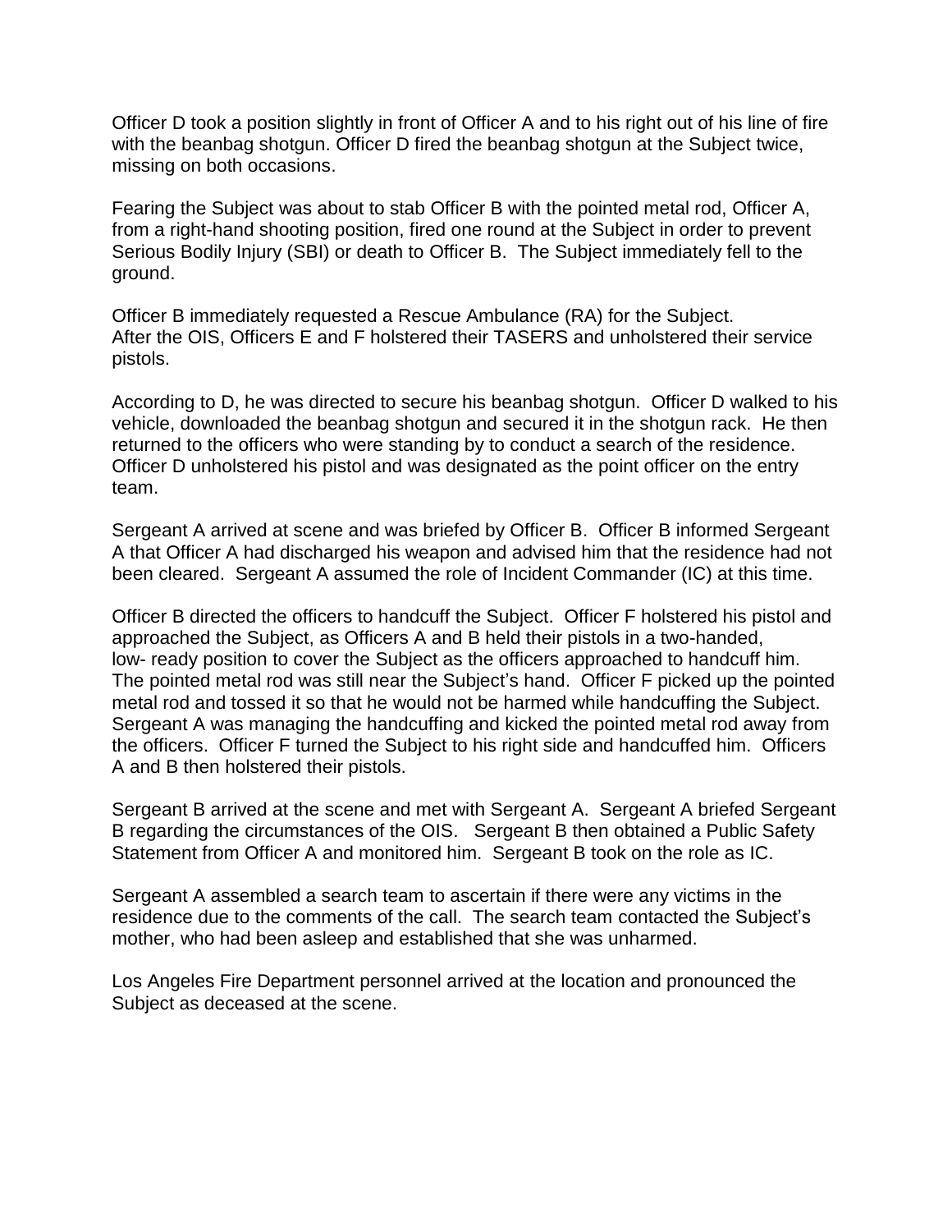Officer D took a position slightly in front of Officer A and to his right out of his line of fire with the beanbag shotgun. Officer D fired the beanbag shotgun at the Subject twice, missing on both occasions.

Fearing the Subject was about to stab Officer B with the pointed metal rod, Officer A, from a right-hand shooting position, fired one round at the Subject in order to prevent Serious Bodily Injury (SBI) or death to Officer B. The Subject immediately fell to the ground.

Officer B immediately requested a Rescue Ambulance (RA) for the Subject. After the OIS, Officers E and F holstered their TASERS and unholstered their service pistols.

According to D, he was directed to secure his beanbag shotgun. Officer D walked to his vehicle, downloaded the beanbag shotgun and secured it in the shotgun rack. He then returned to the officers who were standing by to conduct a search of the residence. Officer D unholstered his pistol and was designated as the point officer on the entry team.

Sergeant A arrived at scene and was briefed by Officer B. Officer B informed Sergeant A that Officer A had discharged his weapon and advised him that the residence had not been cleared. Sergeant A assumed the role of Incident Commander (IC) at this time.

Officer B directed the officers to handcuff the Subject. Officer F holstered his pistol and approached the Subject, as Officers A and B held their pistols in a two-handed, low- ready position to cover the Subject as the officers approached to handcuff him. The pointed metal rod was still near the Subject's hand. Officer F picked up the pointed metal rod and tossed it so that he would not be harmed while handcuffing the Subject. Sergeant A was managing the handcuffing and kicked the pointed metal rod away from the officers. Officer F turned the Subject to his right side and handcuffed him. Officers A and B then holstered their pistols.

Sergeant B arrived at the scene and met with Sergeant A. Sergeant A briefed Sergeant B regarding the circumstances of the OIS. Sergeant B then obtained a Public Safety Statement from Officer A and monitored him. Sergeant B took on the role as IC.

Sergeant A assembled a search team to ascertain if there were any victims in the residence due to the comments of the call. The search team contacted the Subject's mother, who had been asleep and established that she was unharmed.

Los Angeles Fire Department personnel arrived at the location and pronounced the Subject as deceased at the scene.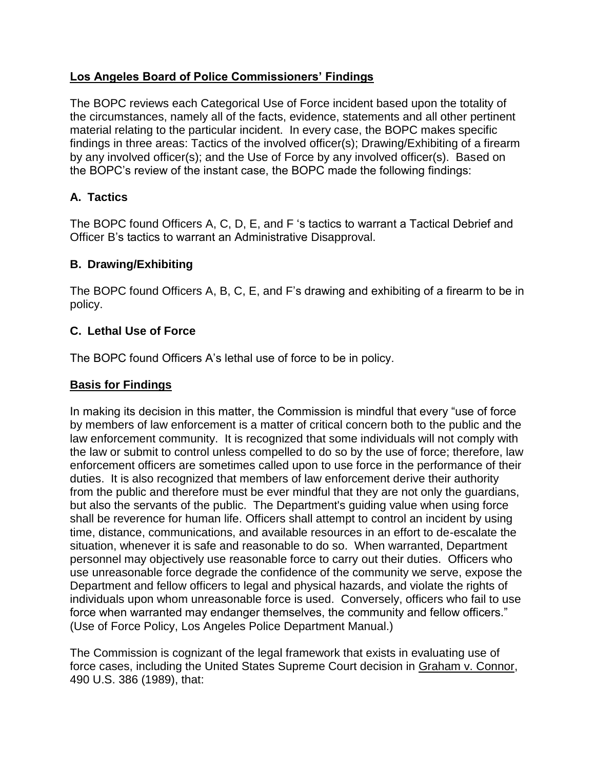## **Los Angeles Board of Police Commissioners' Findings**

The BOPC reviews each Categorical Use of Force incident based upon the totality of the circumstances, namely all of the facts, evidence, statements and all other pertinent material relating to the particular incident. In every case, the BOPC makes specific findings in three areas: Tactics of the involved officer(s); Drawing/Exhibiting of a firearm by any involved officer(s); and the Use of Force by any involved officer(s). Based on the BOPC's review of the instant case, the BOPC made the following findings:

### **A. Tactics**

The BOPC found Officers A, C, D, E, and F 's tactics to warrant a Tactical Debrief and Officer B's tactics to warrant an Administrative Disapproval.

### **B. Drawing/Exhibiting**

The BOPC found Officers A, B, C, E, and F's drawing and exhibiting of a firearm to be in policy.

### **C. Lethal Use of Force**

The BOPC found Officers A's lethal use of force to be in policy.

## **Basis for Findings**

In making its decision in this matter, the Commission is mindful that every "use of force by members of law enforcement is a matter of critical concern both to the public and the law enforcement community. It is recognized that some individuals will not comply with the law or submit to control unless compelled to do so by the use of force; therefore, law enforcement officers are sometimes called upon to use force in the performance of their duties. It is also recognized that members of law enforcement derive their authority from the public and therefore must be ever mindful that they are not only the guardians, but also the servants of the public. The Department's guiding value when using force shall be reverence for human life. Officers shall attempt to control an incident by using time, distance, communications, and available resources in an effort to de-escalate the situation, whenever it is safe and reasonable to do so. When warranted, Department personnel may objectively use reasonable force to carry out their duties. Officers who use unreasonable force degrade the confidence of the community we serve, expose the Department and fellow officers to legal and physical hazards, and violate the rights of individuals upon whom unreasonable force is used. Conversely, officers who fail to use force when warranted may endanger themselves, the community and fellow officers." (Use of Force Policy, Los Angeles Police Department Manual.)

The Commission is cognizant of the legal framework that exists in evaluating use of force cases, including the United States Supreme Court decision in Graham v. Connor, 490 U.S. 386 (1989), that: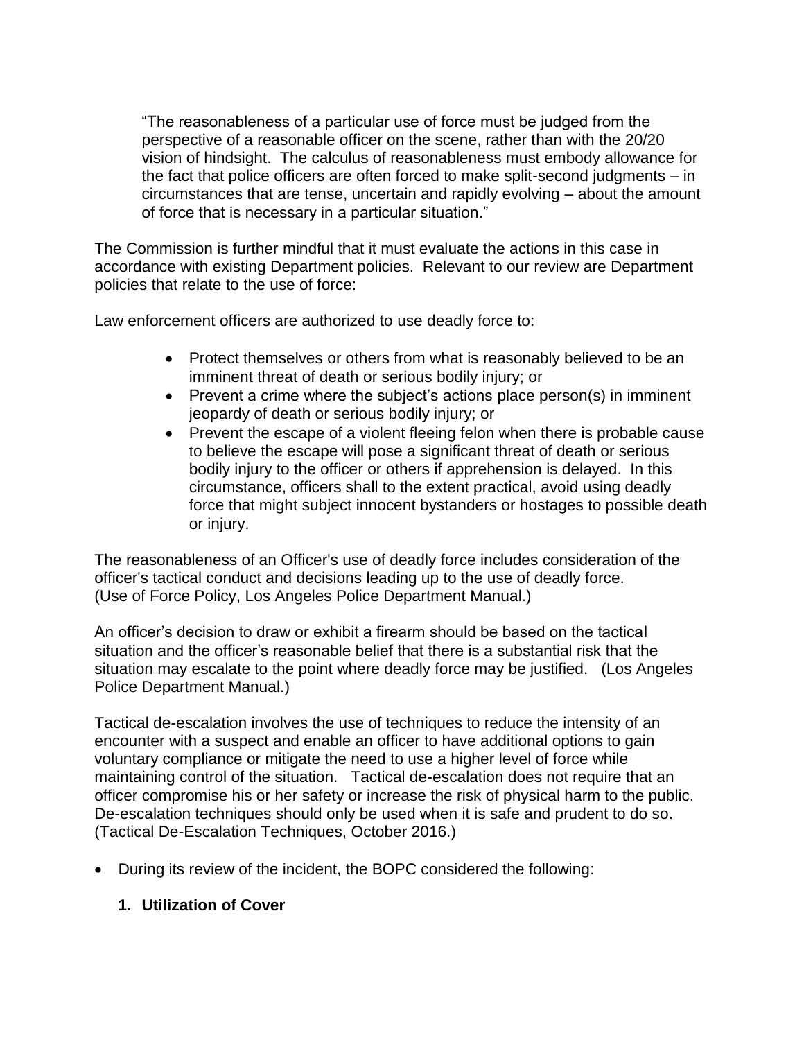> "The reasonableness of a particular use of force must be judged from the perspective of a reasonable officer on the scene, rather than with the 20/20 vision of hindsight. The calculus of reasonableness must embody allowance for the fact that police officers are often forced to make split-second judgments – in circumstances that are tense, uncertain and rapidly evolving – about the amount of force that is necessary in a particular situation."

The Commission is further mindful that it must evaluate the actions in this case in accordance with existing Department policies. Relevant to our review are Department policies that relate to the use of force:

Law enforcement officers are authorized to use deadly force to:

- Protect themselves or others from what is reasonably believed to be an imminent threat of death or serious bodily injury; or
- Prevent a crime where the subject's actions place person(s) in imminent jeopardy of death or serious bodily injury; or
- Prevent the escape of a violent fleeing felon when there is probable cause to believe the escape will pose a significant threat of death or serious bodily injury to the officer or others if apprehension is delayed. In this circumstance, officers shall to the extent practical, avoid using deadly force that might subject innocent bystanders or hostages to possible death or injury.

The reasonableness of an Officer's use of deadly force includes consideration of the officer's tactical conduct and decisions leading up to the use of deadly force. (Use of Force Policy, Los Angeles Police Department Manual.)

An officer's decision to draw or exhibit a firearm should be based on the tactical situation and the officer's reasonable belief that there is a substantial risk that the situation may escalate to the point where deadly force may be justified. (Los Angeles Police Department Manual.)

Tactical de-escalation involves the use of techniques to reduce the intensity of an encounter with a suspect and enable an officer to have additional options to gain voluntary compliance or mitigate the need to use a higher level of force while maintaining control of the situation. Tactical de-escalation does not require that an officer compromise his or her safety or increase the risk of physical harm to the public. De-escalation techniques should only be used when it is safe and prudent to do so. (Tactical De-Escalation Techniques, October 2016.)

- During its review of the incident, the BOPC considered the following:

  **1. Utilization of Cover**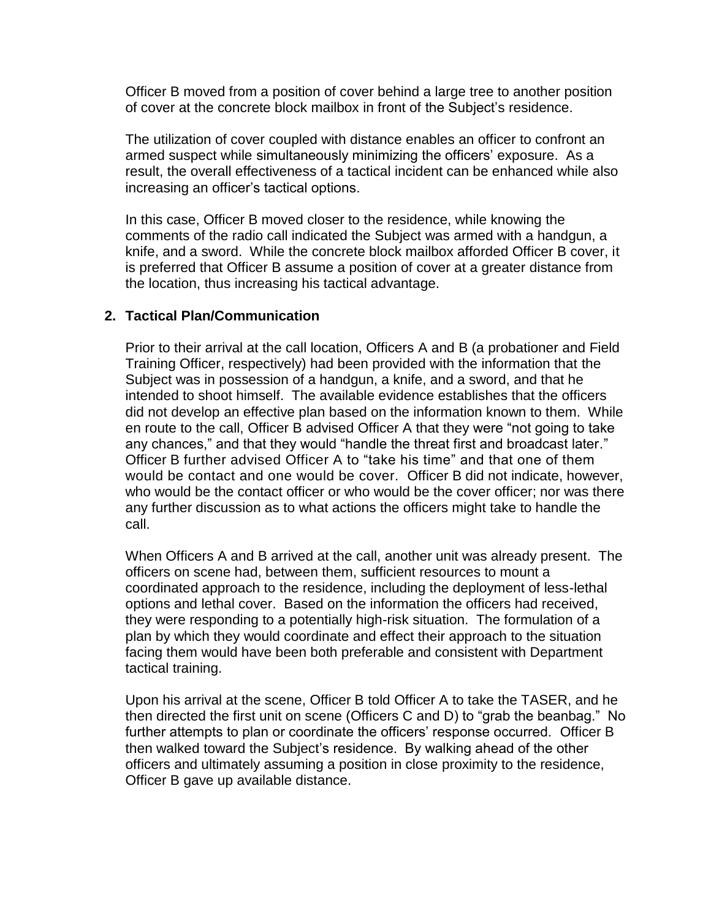Officer B moved from a position of cover behind a large tree to another position of cover at the concrete block mailbox in front of the Subject's residence.

The utilization of cover coupled with distance enables an officer to confront an armed suspect while simultaneously minimizing the officers' exposure. As a result, the overall effectiveness of a tactical incident can be enhanced while also increasing an officer's tactical options.

In this case, Officer B moved closer to the residence, while knowing the comments of the radio call indicated the Subject was armed with a handgun, a knife, and a sword. While the concrete block mailbox afforded Officer B cover, it is preferred that Officer B assume a position of cover at a greater distance from the location, thus increasing his tactical advantage.

**2. Tactical Plan/Communication**

Prior to their arrival at the call location, Officers A and B (a probationer and Field Training Officer, respectively) had been provided with the information that the Subject was in possession of a handgun, a knife, and a sword, and that he intended to shoot himself. The available evidence establishes that the officers did not develop an effective plan based on the information known to them. While en route to the call, Officer B advised Officer A that they were "not going to take any chances," and that they would "handle the threat first and broadcast later." Officer B further advised Officer A to "take his time" and that one of them would be contact and one would be cover. Officer B did not indicate, however, who would be the contact officer or who would be the cover officer; nor was there any further discussion as to what actions the officers might take to handle the call.

When Officers A and B arrived at the call, another unit was already present. The officers on scene had, between them, sufficient resources to mount a coordinated approach to the residence, including the deployment of less-lethal options and lethal cover. Based on the information the officers had received, they were responding to a potentially high-risk situation. The formulation of a plan by which they would coordinate and effect their approach to the situation facing them would have been both preferable and consistent with Department tactical training.

Upon his arrival at the scene, Officer B told Officer A to take the TASER, and he then directed the first unit on scene (Officers C and D) to "grab the beanbag." No further attempts to plan or coordinate the officers' response occurred. Officer B then walked toward the Subject's residence. By walking ahead of the other officers and ultimately assuming a position in close proximity to the residence, Officer B gave up available distance.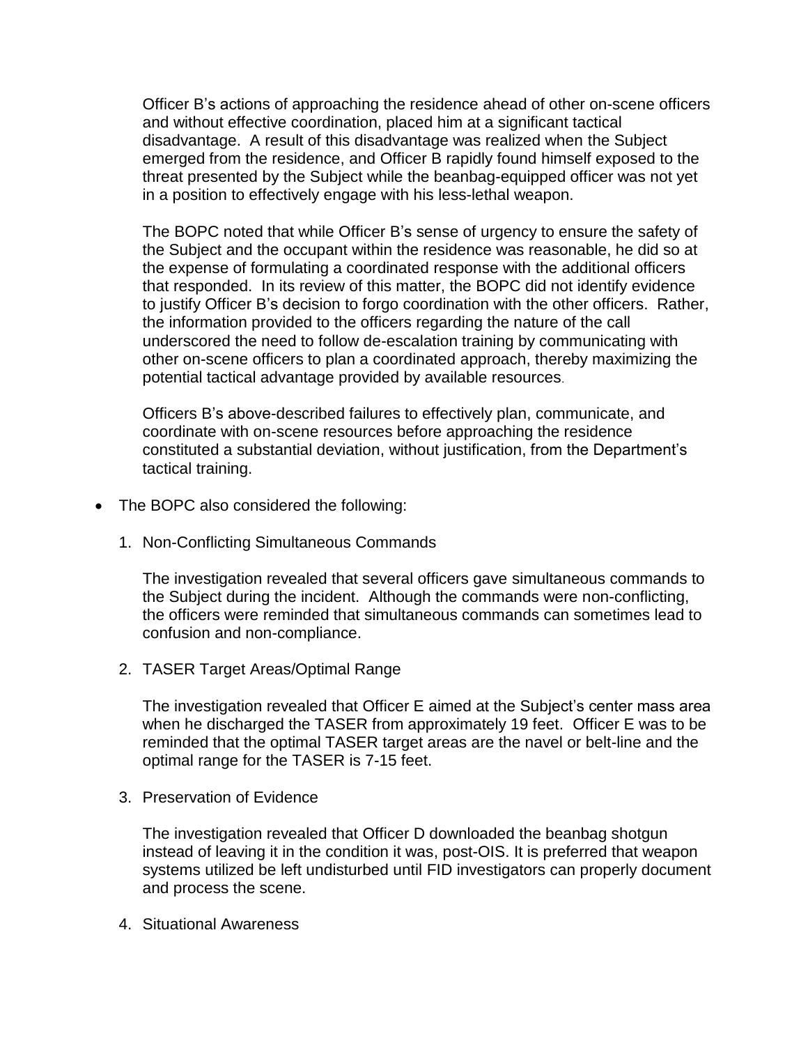Officer B's actions of approaching the residence ahead of other on-scene officers and without effective coordination, placed him at a significant tactical disadvantage. A result of this disadvantage was realized when the Subject emerged from the residence, and Officer B rapidly found himself exposed to the threat presented by the Subject while the beanbag-equipped officer was not yet in a position to effectively engage with his less-lethal weapon.

The BOPC noted that while Officer B's sense of urgency to ensure the safety of the Subject and the occupant within the residence was reasonable, he did so at the expense of formulating a coordinated response with the additional officers that responded. In its review of this matter, the BOPC did not identify evidence to justify Officer B's decision to forgo coordination with the other officers. Rather, the information provided to the officers regarding the nature of the call underscored the need to follow de-escalation training by communicating with other on-scene officers to plan a coordinated approach, thereby maximizing the potential tactical advantage provided by available resources.

Officers B's above-described failures to effectively plan, communicate, and coordinate with on-scene resources before approaching the residence constituted a substantial deviation, without justification, from the Department's tactical training.

- The BOPC also considered the following:

  1. Non-Conflicting Simultaneous Commands

     The investigation revealed that several officers gave simultaneous commands to the Subject during the incident. Although the commands were non-conflicting, the officers were reminded that simultaneous commands can sometimes lead to confusion and non-compliance.

  2. TASER Target Areas/Optimal Range

     The investigation revealed that Officer E aimed at the Subject's center mass area when he discharged the TASER from approximately 19 feet. Officer E was to be reminded that the optimal TASER target areas are the navel or belt-line and the optimal range for the TASER is 7-15 feet.

  3. Preservation of Evidence

     The investigation revealed that Officer D downloaded the beanbag shotgun instead of leaving it in the condition it was, post-OIS. It is preferred that weapon systems utilized be left undisturbed until FID investigators can properly document and process the scene.

  4. Situational Awareness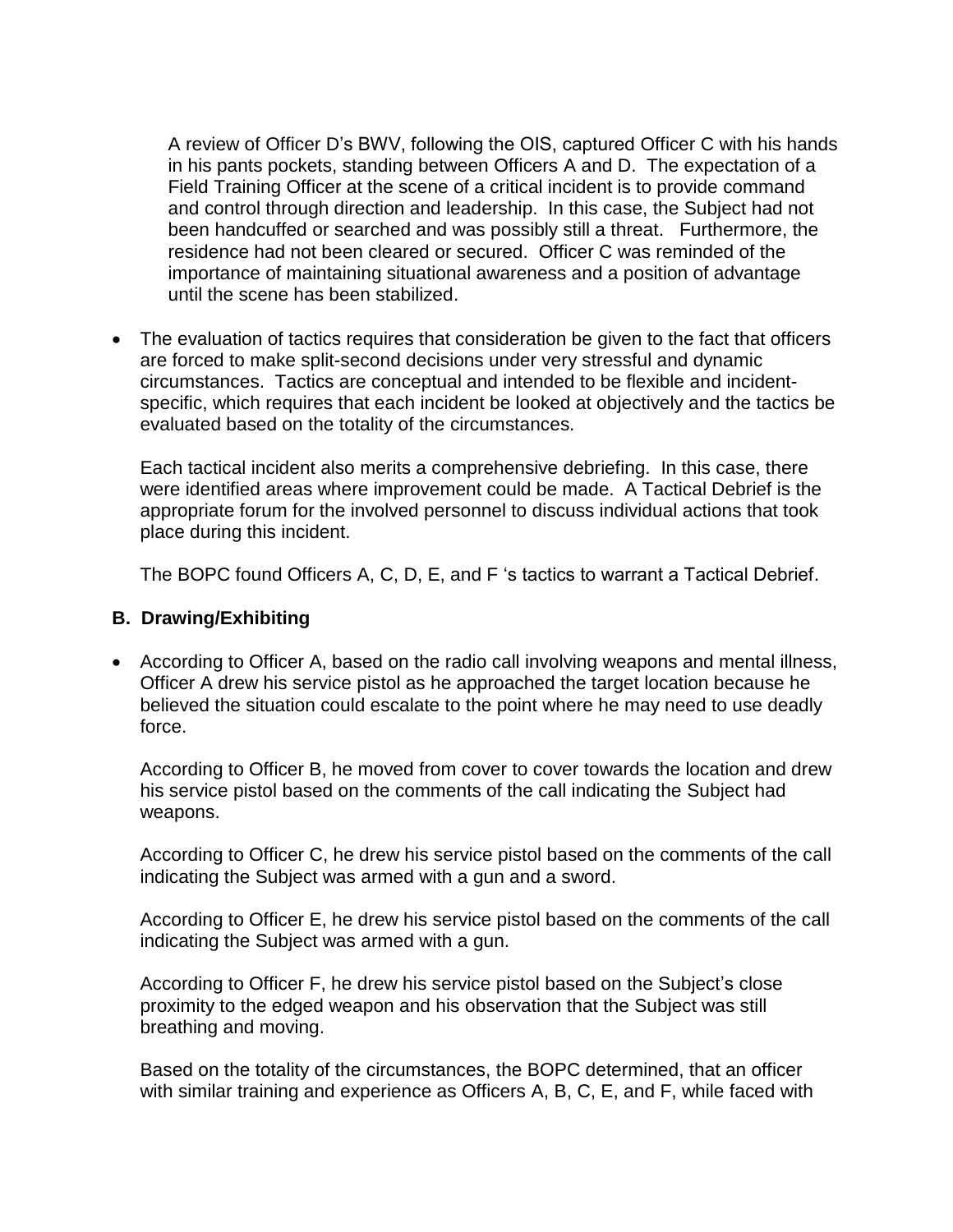A review of Officer D's BWV, following the OIS, captured Officer C with his hands in his pants pockets, standing between Officers A and D. The expectation of a Field Training Officer at the scene of a critical incident is to provide command and control through direction and leadership. In this case, the Subject had not been handcuffed or searched and was possibly still a threat. Furthermore, the residence had not been cleared or secured. Officer C was reminded of the importance of maintaining situational awareness and a position of advantage until the scene has been stabilized.

- The evaluation of tactics requires that consideration be given to the fact that officers are forced to make split-second decisions under very stressful and dynamic circumstances. Tactics are conceptual and intended to be flexible and incident-specific, which requires that each incident be looked at objectively and the tactics be evaluated based on the totality of the circumstances.

  Each tactical incident also merits a comprehensive debriefing. In this case, there were identified areas where improvement could be made. A Tactical Debrief is the appropriate forum for the involved personnel to discuss individual actions that took place during this incident.

  The BOPC found Officers A, C, D, E, and F 's tactics to warrant a Tactical Debrief.

### B. Drawing/Exhibiting

- According to Officer A, based on the radio call involving weapons and mental illness, Officer A drew his service pistol as he approached the target location because he believed the situation could escalate to the point where he may need to use deadly force.

  According to Officer B, he moved from cover to cover towards the location and drew his service pistol based on the comments of the call indicating the Subject had weapons.

  According to Officer C, he drew his service pistol based on the comments of the call indicating the Subject was armed with a gun and a sword.

  According to Officer E, he drew his service pistol based on the comments of the call indicating the Subject was armed with a gun.

  According to Officer F, he drew his service pistol based on the Subject's close proximity to the edged weapon and his observation that the Subject was still breathing and moving.

  Based on the totality of the circumstances, the BOPC determined, that an officer with similar training and experience as Officers A, B, C, E, and F, while faced with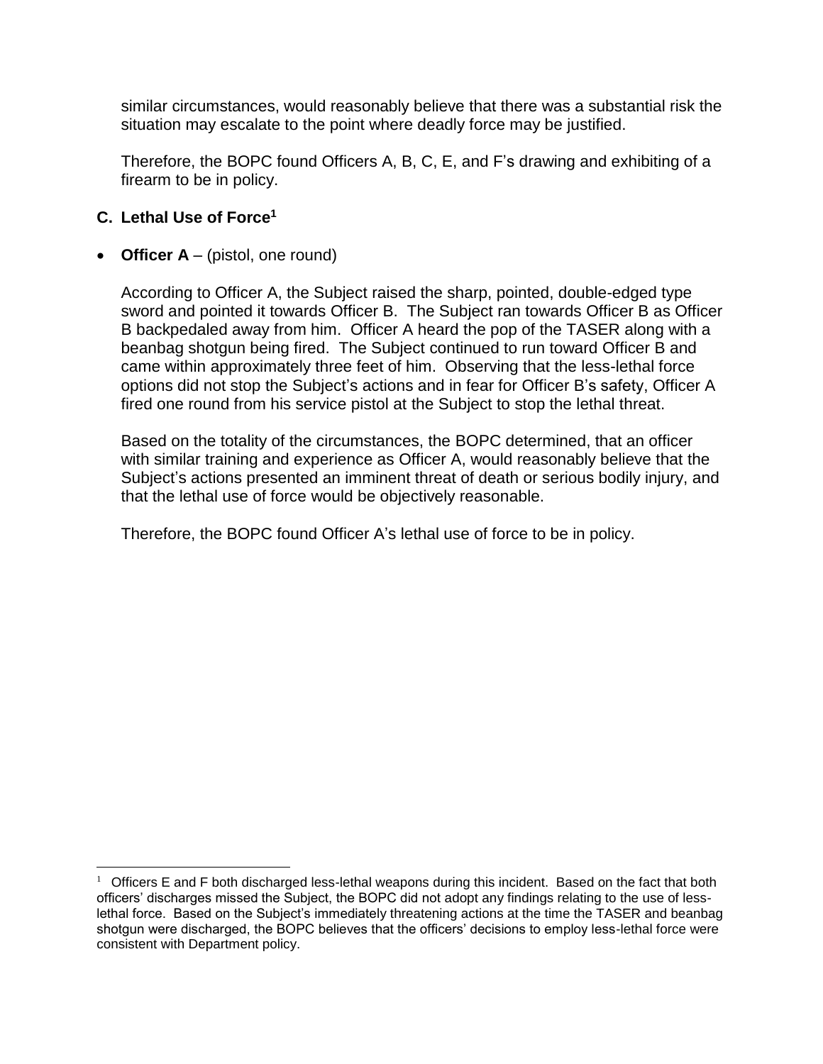similar circumstances, would reasonably believe that there was a substantial risk the situation may escalate to the point where deadly force may be justified.

Therefore, the BOPC found Officers A, B, C, E, and F's drawing and exhibiting of a firearm to be in policy.

### C. Lethal Use of Force[1]

- **Officer A** – (pistol, one round)

  According to Officer A, the Subject raised the sharp, pointed, double-edged type sword and pointed it towards Officer B. The Subject ran towards Officer B as Officer B backpedaled away from him. Officer A heard the pop of the TASER along with a beanbag shotgun being fired. The Subject continued to run toward Officer B and came within approximately three feet of him. Observing that the less-lethal force options did not stop the Subject's actions and in fear for Officer B's safety, Officer A fired one round from his service pistol at the Subject to stop the lethal threat.

  Based on the totality of the circumstances, the BOPC determined, that an officer with similar training and experience as Officer A, would reasonably believe that the Subject's actions presented an imminent threat of death or serious bodily injury, and that the lethal use of force would be objectively reasonable.

  Therefore, the BOPC found Officer A's lethal use of force to be in policy.

---

[1] Officers E and F both discharged less-lethal weapons during this incident. Based on the fact that both officers' discharges missed the Subject, the BOPC did not adopt any findings relating to the use of less-lethal force. Based on the Subject's immediately threatening actions at the time the TASER and beanbag shotgun were discharged, the BOPC believes that the officers' decisions to employ less-lethal force were consistent with Department policy.